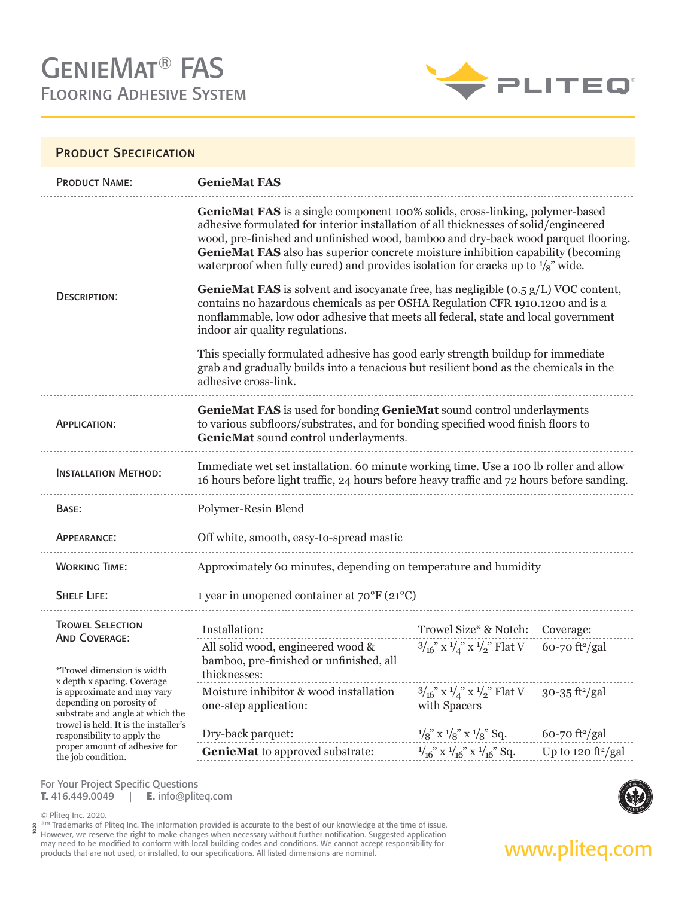# GenieMat® FAS

## Flooring Adhesive System

PLITEQ®

## Product Specification

**Product Name:** **GenieMat FAS**

**Description:**

**GenieMat FAS** is a single component 100% solids, cross-linking, polymer-based adhesive formulated for interior installation of all thicknesses of solid/engineered wood, pre-finished and unfinished wood, bamboo and dry-back wood parquet flooring. **GenieMat FAS** also has superior concrete moisture inhibition capability (becoming waterproof when fully cured) and provides isolation for cracks up to 1/8" wide.

**GenieMat FAS** is solvent and isocyanate free, has negligible (0.5 g/L) VOC content, contains no hazardous chemicals as per OSHA Regulation CFR 1910.1200 and is a nonflammable, low odor adhesive that meets all federal, state and local government indoor air quality regulations.

This specially formulated adhesive has good early strength buildup for immediate grab and gradually builds into a tenacious but resilient bond as the chemicals in the adhesive cross-link.

**Application:** **GenieMat FAS** is used for bonding **GenieMat** sound control underlayments to various subfloors/substrates, and for bonding specified wood finish floors to **GenieMat** sound control underlayments.

**Installation Method:** Immediate wet set installation. 60 minute working time. Use a 100 lb roller and allow 16 hours before light traffic, 24 hours before heavy traffic and 72 hours before sanding.

**Base:** Polymer-Resin Blend

**Appearance:** Off white, smooth, easy-to-spread mastic

**Working Time:** Approximately 60 minutes, depending on temperature and humidity

**Shelf Life:** 1 year in unopened container at 70°F (21°C)

**Trowel Selection and Coverage:**

| Installation: | Trowel Size* & Notch: | Coverage: |
|---|---|---|
| All solid wood, engineered wood & bamboo, pre-finished or unfinished, all thicknesses: | 3/16" x 1/4" x 1/2" Flat V | 60-70 ft²/gal |
| Moisture inhibitor & wood installation one-step application: | 3/16" x 1/4" x 1/2" Flat V with Spacers | 30-35 ft²/gal |
| Dry-back parquet: | 1/8" x 1/8" x 1/8" Sq. | 60-70 ft²/gal |
| **GenieMat** to approved substrate: | 1/16" x 1/16" x 1/16" Sq. | Up to 120 ft²/gal |

*Trowel dimension is width x depth x spacing. Coverage is approximate and may vary depending on porosity of substrate and angle at which the trowel is held. It is the installer's responsibility to apply the proper amount of adhesive for the job condition.

For Your Project Specific Questions
**T.** 416.449.0049 | **E.** info@pliteq.com

© Pliteq Inc. 2020.
®™ Trademarks of Pliteq Inc. The information provided is accurate to the best of our knowledge at the time of issue. However, we reserve the right to make changes when necessary without further notification. Suggested application may need to be modified to conform with local building codes and conditions. We cannot accept responsibility for products that are not used, or installed, to our specifications. All listed dimensions are nominal.

www.pliteq.com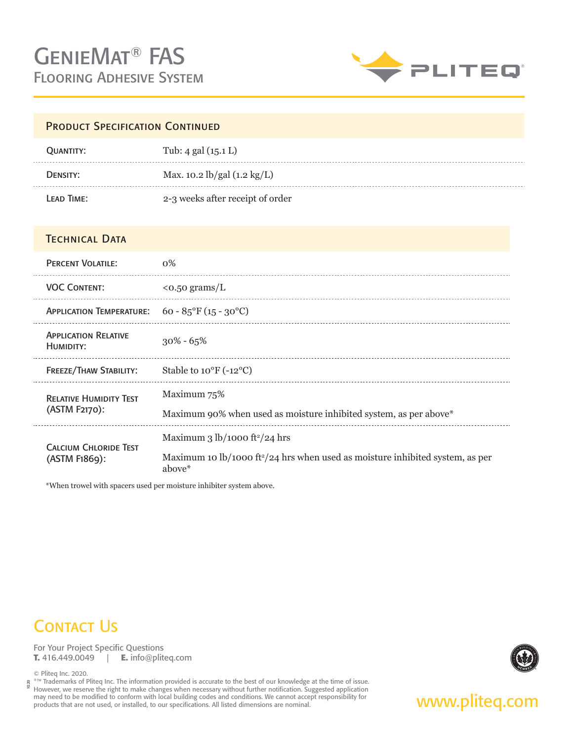# GenieMat® FAS
## Flooring Adhesive System

## Product Specification Continued

| | |
|---|---|
| Quantity: | Tub: 4 gal (15.1 L) |
| Density: | Max. 10.2 lb/gal (1.2 kg/L) |
| Lead Time: | 2-3 weeks after receipt of order |

## Technical Data

| | |
|---|---|
| Percent Volatile: | 0% |
| VOC Content: | <0.50 grams/L |
| Application Temperature: | 60 - 85°F (15 - 30°C) |
| Application Relative Humidity: | 30% - 65% |
| Freeze/Thaw Stability: | Stable to 10°F (-12°C) |
| Relative Humidity Test (ASTM F2170): | Maximum 75%<br>Maximum 90% when used as moisture inhibited system, as per above* |
| Calcium Chloride Test (ASTM F1869): | Maximum 3 lb/1000 $ft^2$/24 hrs<br>Maximum 10 lb/1000 $ft^2$/24 hrs when used as moisture inhibited system, as per above* |

*When trowel with spacers used per moisture inhibiter system above.

## Contact Us

For Your Project Specific Questions
**T.** 416.449.0049 | **E.** info@pliteq.com

© Pliteq Inc. 2020.
®™ Trademarks of Pliteq Inc. The information provided is accurate to the best of our knowledge at the time of issue. However, we reserve the right to make changes when necessary without further notification. Suggested application may need to be modified to conform with local building codes and conditions. We cannot accept responsibility for products that are not used, or installed, to our specifications. All listed dimensions are nominal.

www.pliteq.com